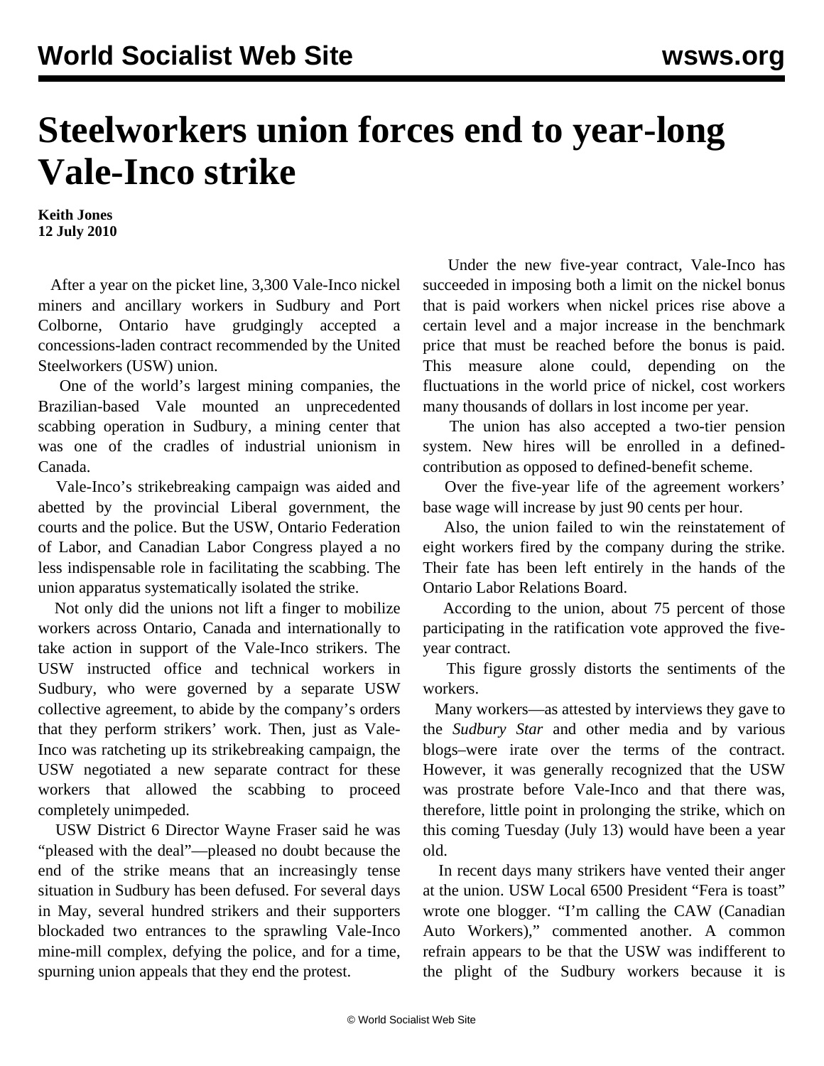# Steelworkers union forces end to year-long Vale-Inco strike

**Keith Jones**
**12 July 2010**

After a year on the picket line, 3,300 Vale-Inco nickel miners and ancillary workers in Sudbury and Port Colborne, Ontario have grudgingly accepted a concessions-laden contract recommended by the United Steelworkers (USW) union.

One of the world's largest mining companies, the Brazilian-based Vale mounted an unprecedented scabbing operation in Sudbury, a mining center that was one of the cradles of industrial unionism in Canada.

Vale-Inco's strikebreaking campaign was aided and abetted by the provincial Liberal government, the courts and the police. But the USW, Ontario Federation of Labor, and Canadian Labor Congress played a no less indispensable role in facilitating the scabbing. The union apparatus systematically isolated the strike.

Not only did the unions not lift a finger to mobilize workers across Ontario, Canada and internationally to take action in support of the Vale-Inco strikers. The USW instructed office and technical workers in Sudbury, who were governed by a separate USW collective agreement, to abide by the company's orders that they perform strikers' work. Then, just as Vale-Inco was ratcheting up its strikebreaking campaign, the USW negotiated a new separate contract for these workers that allowed the scabbing to proceed completely unimpeded.

USW District 6 Director Wayne Fraser said he was "pleased with the deal"—pleased no doubt because the end of the strike means that an increasingly tense situation in Sudbury has been defused. For several days in May, several hundred strikers and their supporters blockaded two entrances to the sprawling Vale-Inco mine-mill complex, defying the police, and for a time, spurning union appeals that they end the protest.

Under the new five-year contract, Vale-Inco has succeeded in imposing both a limit on the nickel bonus that is paid workers when nickel prices rise above a certain level and a major increase in the benchmark price that must be reached before the bonus is paid. This measure alone could, depending on the fluctuations in the world price of nickel, cost workers many thousands of dollars in lost income per year.

The union has also accepted a two-tier pension system. New hires will be enrolled in a defined-contribution as opposed to defined-benefit scheme.

Over the five-year life of the agreement workers' base wage will increase by just 90 cents per hour.

Also, the union failed to win the reinstatement of eight workers fired by the company during the strike. Their fate has been left entirely in the hands of the Ontario Labor Relations Board.

According to the union, about 75 percent of those participating in the ratification vote approved the five-year contract.

This figure grossly distorts the sentiments of the workers.

Many workers—as attested by interviews they gave to the *Sudbury Star* and other media and by various blogs–were irate over the terms of the contract. However, it was generally recognized that the USW was prostrate before Vale-Inco and that there was, therefore, little point in prolonging the strike, which on this coming Tuesday (July 13) would have been a year old.

In recent days many strikers have vented their anger at the union. USW Local 6500 President "Fera is toast" wrote one blogger. "I'm calling the CAW (Canadian Auto Workers)," commented another. A common refrain appears to be that the USW was indifferent to the plight of the Sudbury workers because it is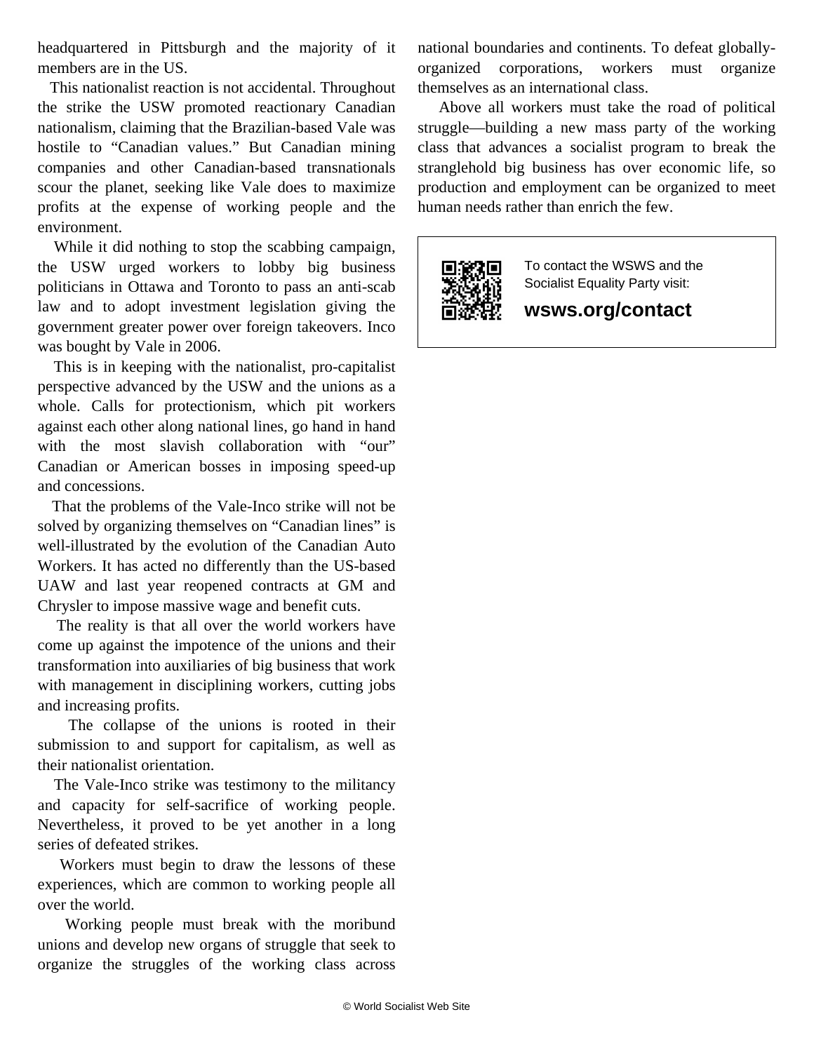headquartered in Pittsburgh and the majority of it members are in the US.

This nationalist reaction is not accidental. Throughout the strike the USW promoted reactionary Canadian nationalism, claiming that the Brazilian-based Vale was hostile to “Canadian values.” But Canadian mining companies and other Canadian-based transnationals scour the planet, seeking like Vale does to maximize profits at the expense of working people and the environment.

While it did nothing to stop the scabbing campaign, the USW urged workers to lobby big business politicians in Ottawa and Toronto to pass an anti-scab law and to adopt investment legislation giving the government greater power over foreign takeovers. Inco was bought by Vale in 2006.

This is in keeping with the nationalist, pro-capitalist perspective advanced by the USW and the unions as a whole. Calls for protectionism, which pit workers against each other along national lines, go hand in hand with the most slavish collaboration with “our” Canadian or American bosses in imposing speed-up and concessions.

That the problems of the Vale-Inco strike will not be solved by organizing themselves on “Canadian lines” is well-illustrated by the evolution of the Canadian Auto Workers. It has acted no differently than the US-based UAW and last year reopened contracts at GM and Chrysler to impose massive wage and benefit cuts.

The reality is that all over the world workers have come up against the impotence of the unions and their transformation into auxiliaries of big business that work with management in disciplining workers, cutting jobs and increasing profits.

The collapse of the unions is rooted in their submission to and support for capitalism, as well as their nationalist orientation.

The Vale-Inco strike was testimony to the militancy and capacity for self-sacrifice of working people. Nevertheless, it proved to be yet another in a long series of defeated strikes.

Workers must begin to draw the lessons of these experiences, which are common to working people all over the world.

Working people must break with the moribund unions and develop new organs of struggle that seek to organize the struggles of the working class across national boundaries and continents. To defeat globally-organized corporations, workers must organize themselves as an international class.

Above all workers must take the road of political struggle—building a new mass party of the working class that advances a socialist program to break the stranglehold big business has over economic life, so production and employment can be organized to meet human needs rather than enrich the few.

To contact the WSWS and the Socialist Equality Party visit:

**wsws.org/contact**